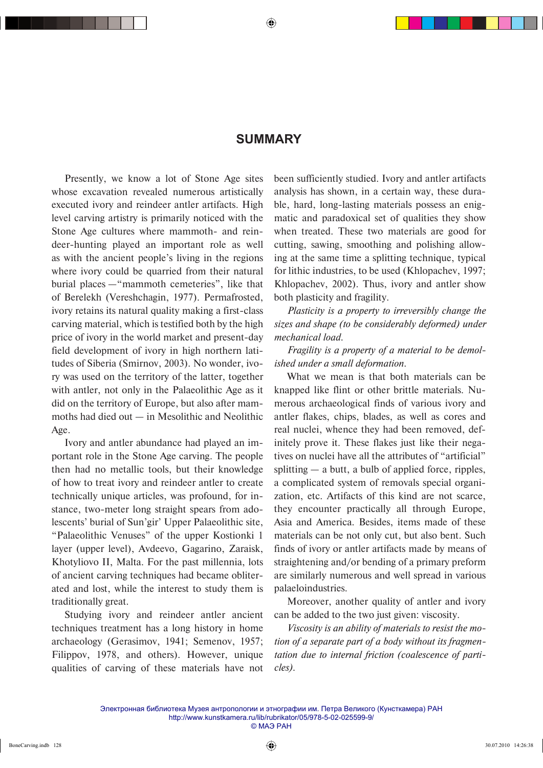# SUMMARY

Presently, we know a lot of Stone Age sites whose excavation revealed numerous artistically executed ivory and reindeer antler artifacts. High level carving artistry is primarily noticed with the Stone Age cultures where mammoth- and reindeer-hunting played an important role as well as with the ancient people's living in the regions where ivory could be quarried from their natural burial places —"mammoth cemeteries", like that of Berelekh (Vereshchagin, 1977). Permafrosted, ivory retains its natural quality making a first-class carving material, which is testified both by the high price of ivory in the world market and present-day field development of ivory in high northern latitudes of Siberia (Smirnov, 2003). No wonder, ivory was used on the territory of the latter, together with antler, not only in the Palaeolithic Age as it did on the territory of Europe, but also after mammoths had died out — in Mesolithic and Neolithic Age.

Ivory and antler abundance had played an important role in the Stone Age carving. The people then had no metallic tools, but their knowledge of how to treat ivory and reindeer antler to create technically unique articles, was profound, for instance, two-meter long straight spears from adolescents' burial of Sun'gir' Upper Palaeolithic site, "Palaeolithic Venuses" of the upper Kostionki 1 layer (upper level), Avdeevo, Gagarino, Zaraisk, Khotyliovo II, Malta. For the past millennia, lots of ancient carving techniques had became obliterated and lost, while the interest to study them is traditionally great.

Studying ivory and reindeer antler ancient techniques treatment has a long history in home archaeology (Gerasimov, 1941; Semenov, 1957; Filippov, 1978, and others). However, unique qualities of carving of these materials have not been sufficiently studied. Ivory and antler artifacts analysis has shown, in a certain way, these durable, hard, long-lasting materials possess an enigmatic and paradoxical set of qualities they show when treated. These two materials are good for cutting, sawing, smoothing and polishing allowing at the same time a splitting technique, typical for lithic industries, to be used (Khlopachev, 1997; Khlopachev, 2002). Thus, ivory and antler show both plasticity and fragility.

*Plasticity is a property to irreversibly change the sizes and shape (to be considerably deformed) under mechanical load.*

*Fragility is a property of a material to be demolished under a small deformation.*

What we mean is that both materials can be knapped like flint or other brittle materials. Numerous archaeological finds of various ivory and antler flakes, chips, blades, as well as cores and real nuclei, whence they had been removed, definitely prove it. These flakes just like their negatives on nuclei have all the attributes of "artificial" splitting — a butt, a bulb of applied force, ripples, a complicated system of removals special organization, etc. Artifacts of this kind are not scarce, they encounter practically all through Europe, Asia and America. Besides, items made of these materials can be not only cut, but also bent. Such finds of ivory or antler artifacts made by means of straightening and/or bending of a primary preform are similarly numerous and well spread in various palaeoindustries.

Moreover, another quality of antler and ivory can be added to the two just given: viscosity.

*Viscosity is an ability of materials to resist the motion of a separate part of a body without its fragmentation due to internal friction (coalescence of particles).*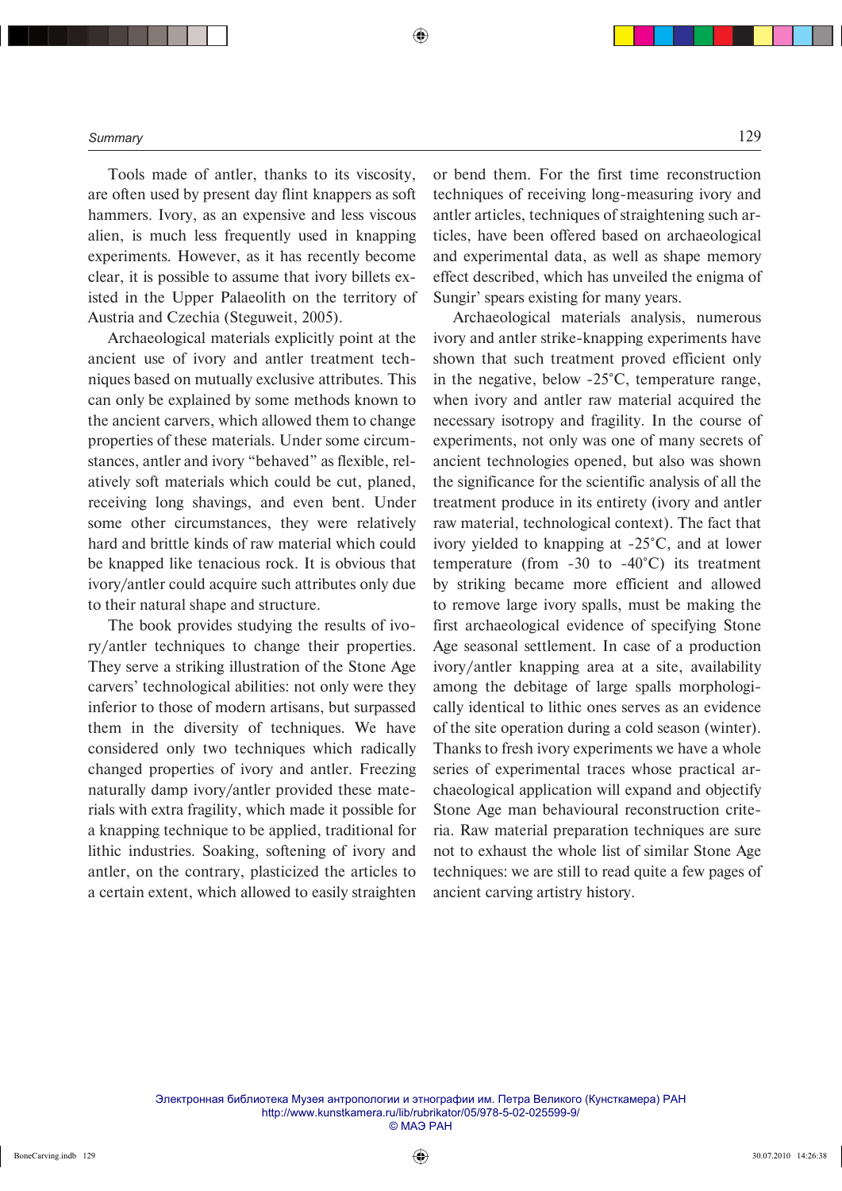Tools made of antler, thanks to its viscosity, are often used by present day flint knappers as soft hammers. Ivory, as an expensive and less viscous alien, is much less frequently used in knapping experiments. However, as it has recently become clear, it is possible to assume that ivory billets existed in the Upper Palaeolith on the territory of Austria and Czechia (Steguweit, 2005).

Archaeological materials explicitly point at the ancient use of ivory and antler treatment techniques based on mutually exclusive attributes. This can only be explained by some methods known to the ancient carvers, which allowed them to change properties of these materials. Under some circumstances, antler and ivory "behaved" as flexible, relatively soft materials which could be cut, planed, receiving long shavings, and even bent. Under some other circumstances, they were relatively hard and brittle kinds of raw material which could be knapped like tenacious rock. It is obvious that ivory/antler could acquire such attributes only due to their natural shape and structure.

The book provides studying the results of ivory/antler techniques to change their properties. They serve a striking illustration of the Stone Age carvers' technological abilities: not only were they inferior to those of modern artisans, but surpassed them in the diversity of techniques. We have considered only two techniques which radically changed properties of ivory and antler. Freezing naturally damp ivory/antler provided these materials with extra fragility, which made it possible for a knapping technique to be applied, traditional for lithic industries. Soaking, softening of ivory and antler, on the contrary, plasticized the articles to a certain extent, which allowed to easily straighten or bend them. For the first time reconstruction techniques of receiving long-measuring ivory and antler articles, techniques of straightening such articles, have been offered based on archaeological and experimental data, as well as shape memory effect described, which has unveiled the enigma of Sungir' spears existing for many years.

Archaeological materials analysis, numerous ivory and antler strike-knapping experiments have shown that such treatment proved efficient only in the negative, below -25°C, temperature range, when ivory and antler raw material acquired the necessary isotropy and fragility. In the course of experiments, not only was one of many secrets of ancient technologies opened, but also was shown the significance for the scientific analysis of all the treatment produce in its entirety (ivory and antler raw material, technological context). The fact that ivory yielded to knapping at -25°C, and at lower temperature (from -30 to -40°C) its treatment by striking became more efficient and allowed to remove large ivory spalls, must be making the first archaeological evidence of specifying Stone Age seasonal settlement. In case of a production ivory/antler knapping area at a site, availability among the debitage of large spalls morphologically identical to lithic ones serves as an evidence of the site operation during a cold season (winter). Thanks to fresh ivory experiments we have a whole series of experimental traces whose practical archaeological application will expand and objectify Stone Age man behavioural reconstruction criteria. Raw material preparation techniques are sure not to exhaust the whole list of similar Stone Age techniques: we are still to read quite a few pages of ancient carving artistry history.